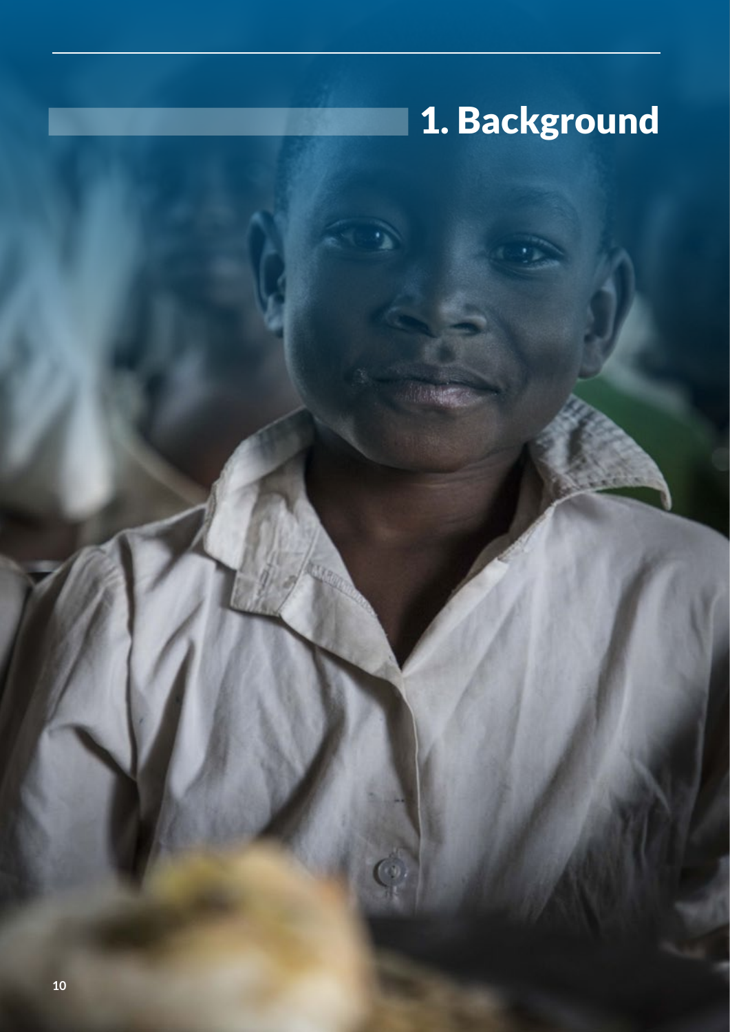# 1. Background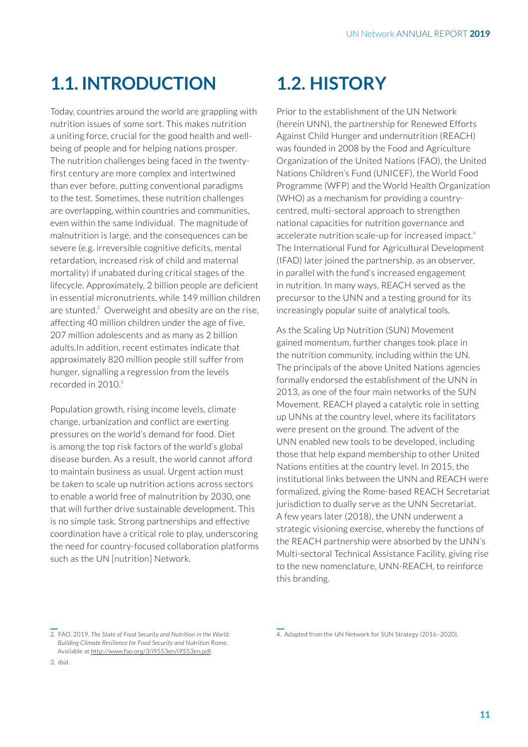# 1.1. INTRODUCTION

Today, countries around the world are grappling with nutrition issues of some sort. This makes nutrition a uniting force, crucial for the good health and well-being of people and for helping nations prosper. The nutrition challenges being faced in the twenty-first century are more complex and intertwined than ever before, putting conventional paradigms to the test. Sometimes, these nutrition challenges are overlapping, within countries and communities, even within the same individual. The magnitude of malnutrition is large, and the consequences can be severe (e.g. irreversible cognitive deficits, mental retardation, increased risk of child and maternal mortality) if unabated during critical stages of the lifecycle. Approximately, 2 billion people are deficient in essential micronutrients, while 149 million children are stunted.[2] Overweight and obesity are on the rise, affecting 40 million children under the age of five, 207 million adolescents and as many as 2 billion adults.In addition, recent estimates indicate that approximately 820 million people still suffer from hunger, signalling a regression from the levels recorded in 2010.[3]

Population growth, rising income levels, climate change, urbanization and conflict are exerting pressures on the world's demand for food. Diet is among the top risk factors of the world's global disease burden. As a result, the world cannot afford to maintain business as usual. Urgent action must be taken to scale up nutrition actions across sectors to enable a world free of malnutrition by 2030, one that will further drive sustainable development. This is no simple task. Strong partnerships and effective coordination have a critical role to play, underscoring the need for country-focused collaboration platforms such as the UN [nutrition] Network.

# 1.2. HISTORY

Prior to the establishment of the UN Network (herein UNN), the partnership for Renewed Efforts Against Child Hunger and undernutrition (REACH) was founded in 2008 by the Food and Agriculture Organization of the United Nations (FAO), the United Nations Children's Fund (UNICEF), the World Food Programme (WFP) and the World Health Organization (WHO) as a mechanism for providing a country-centred, multi-sectoral approach to strengthen national capacities for nutrition governance and accelerate nutrition scale-up for increased impact.[4] The International Fund for Agricultural Development (IFAD) later joined the partnership, as an observer, in parallel with the fund's increased engagement in nutrition. In many ways, REACH served as the precursor to the UNN and a testing ground for its increasingly popular suite of analytical tools.

As the Scaling Up Nutrition (SUN) Movement gained momentum, further changes took place in the nutrition community, including within the UN. The principals of the above United Nations agencies formally endorsed the establishment of the UNN in 2013, as one of the four main networks of the SUN Movement. REACH played a catalytic role in setting up UNNs at the country level, where its facilitators were present on the ground. The advent of the UNN enabled new tools to be developed, including those that help expand membership to other United Nations entities at the country level. In 2015, the institutional links between the UNN and REACH were formalized, giving the Rome-based REACH Secretariat jurisdiction to dually serve as the UNN Secretariat. A few years later (2018), the UNN underwent a strategic visioning exercise, whereby the functions of the REACH partnership were absorbed by the UNN's Multi-sectoral Technical Assistance Facility, giving rise to the new nomenclature, UNN-REACH, to reinforce this branding.

---

2. FAO. 2019. *The State of Food Security and Nutrition in the World: Building Climate Resilience for Food Security and Nutrition* Rome. Available at http://www.fao.org/3/i9553en/i9553en.pdf.

3. *Ibid.*

4. Adapted from the UN Network for SUN Strategy (2016–2020).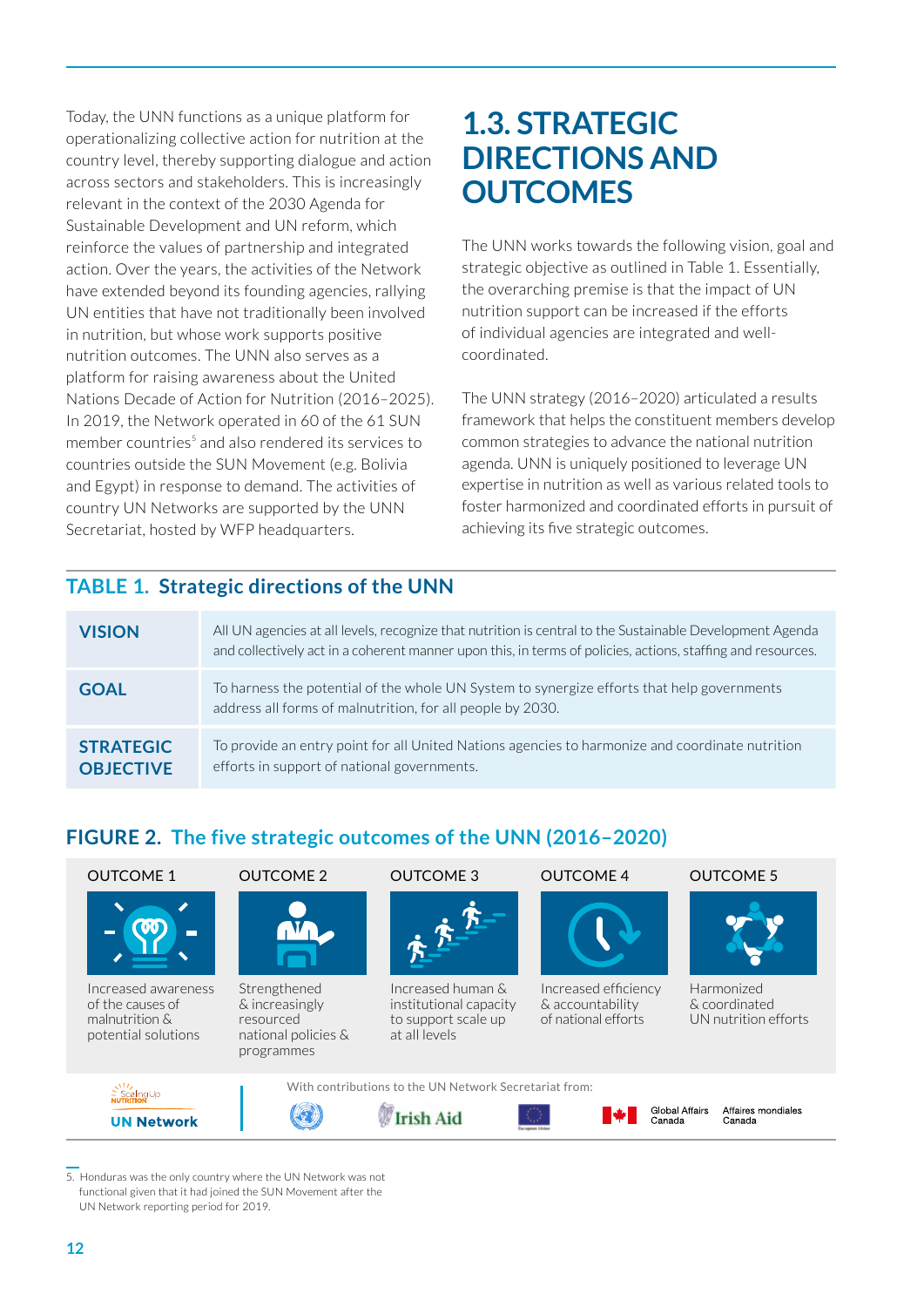Today, the UNN functions as a unique platform for operationalizing collective action for nutrition at the country level, thereby supporting dialogue and action across sectors and stakeholders. This is increasingly relevant in the context of the 2030 Agenda for Sustainable Development and UN reform, which reinforce the values of partnership and integrated action. Over the years, the activities of the Network have extended beyond its founding agencies, rallying UN entities that have not traditionally been involved in nutrition, but whose work supports positive nutrition outcomes. The UNN also serves as a platform for raising awareness about the United Nations Decade of Action for Nutrition (2016–2025). In 2019, the Network operated in 60 of the 61 SUN member countries[5] and also rendered its services to countries outside the SUN Movement (e.g. Bolivia and Egypt) in response to demand. The activities of country UN Networks are supported by the UNN Secretariat, hosted by WFP headquarters.

# 1.3. STRATEGIC DIRECTIONS AND OUTCOMES

The UNN works towards the following vision, goal and strategic objective as outlined in Table 1. Essentially, the overarching premise is that the impact of UN nutrition support can be increased if the efforts of individual agencies are integrated and well-coordinated.

The UNN strategy (2016–2020) articulated a results framework that helps the constituent members develop common strategies to advance the national nutrition agenda. UNN is uniquely positioned to leverage UN expertise in nutrition as well as various related tools to foster harmonized and coordinated efforts in pursuit of achieving its five strategic outcomes.

## TABLE 1. Strategic directions of the UNN

| | |
|---|---|
| **VISION** | All UN agencies at all levels, recognize that nutrition is central to the Sustainable Development Agenda and collectively act in a coherent manner upon this, in terms of policies, actions, staffing and resources. |
| **GOAL** | To harness the potential of the whole UN System to synergize efforts that help governments address all forms of malnutrition, for all people by 2030. |
| **STRATEGIC OBJECTIVE** | To provide an entry point for all United Nations agencies to harmonize and coordinate nutrition efforts in support of national governments. |

## FIGURE 2. The five strategic outcomes of the UNN (2016–2020)

| OUTCOME 1 | OUTCOME 2 | OUTCOME 3 | OUTCOME 4 | OUTCOME 5 |
|---|---|---|---|---|
| Increased awareness of the causes of malnutrition & potential solutions | Strengthened & increasingly resourced national policies & programmes | Increased human & institutional capacity to support scale up at all levels | Increased efficiency & accountability of national efforts | Harmonized & coordinated UN nutrition efforts |

Scaling Up Nutrition UN Network

With contributions to the UN Network Secretariat from: Irish Aid, European Union, Global Affairs Canada / Affaires mondiales Canada

[5] Honduras was the only country where the UN Network was not functional given that it had joined the SUN Movement after the UN Network reporting period for 2019.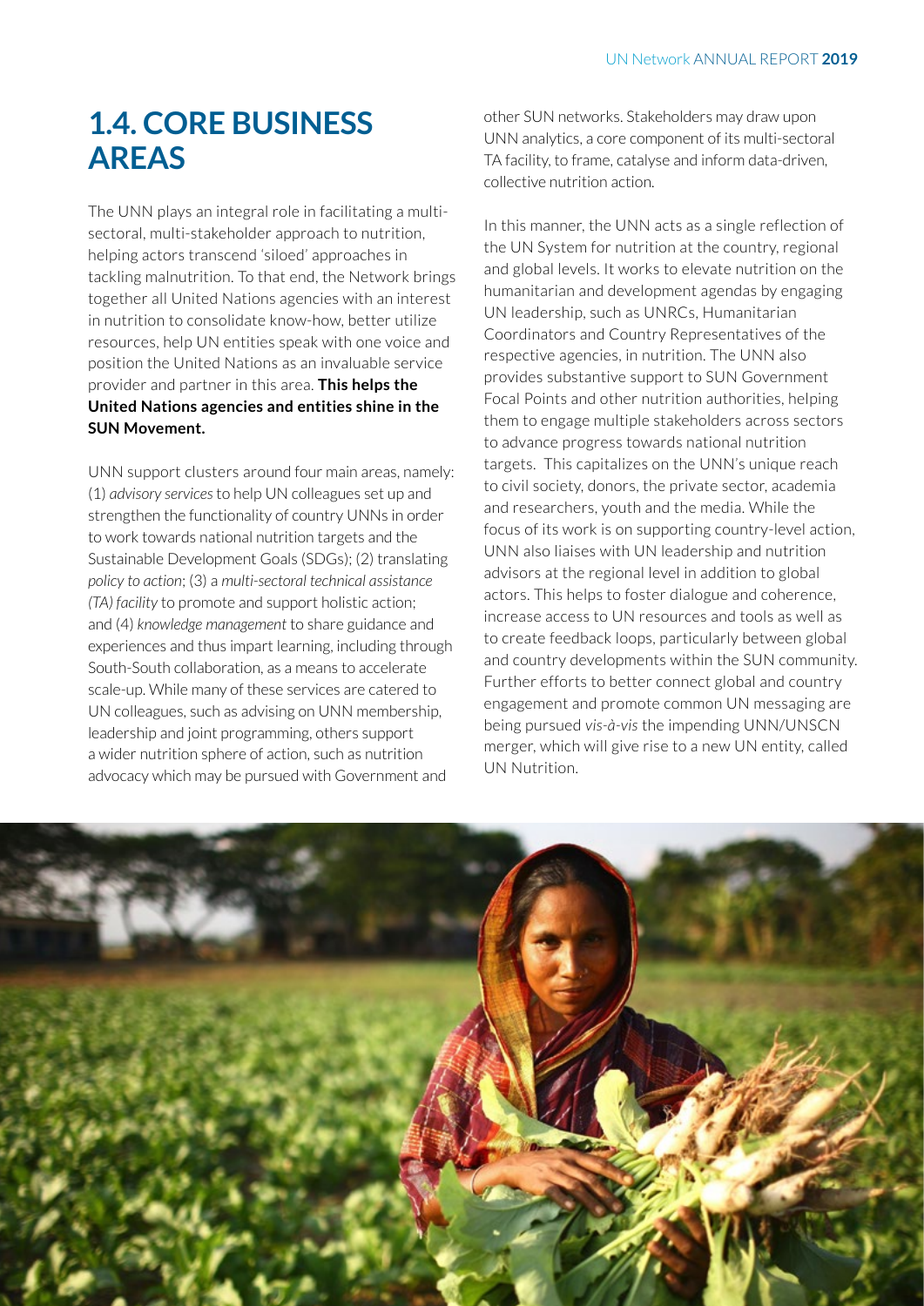# 1.4. CORE BUSINESS AREAS

The UNN plays an integral role in facilitating a multi-sectoral, multi-stakeholder approach to nutrition, helping actors transcend 'siloed' approaches in tackling malnutrition. To that end, the Network brings together all United Nations agencies with an interest in nutrition to consolidate know-how, better utilize resources, help UN entities speak with one voice and position the United Nations as an invaluable service provider and partner in this area. **This helps the United Nations agencies and entities shine in the SUN Movement.**

UNN support clusters around four main areas, namely: (1) *advisory services* to help UN colleagues set up and strengthen the functionality of country UNNs in order to work towards national nutrition targets and the Sustainable Development Goals (SDGs); (2) translating *policy to action*; (3) a *multi-sectoral technical assistance (TA) facility* to promote and support holistic action; and (4) *knowledge management* to share guidance and experiences and thus impart learning, including through South-South collaboration, as a means to accelerate scale-up. While many of these services are catered to UN colleagues, such as advising on UNN membership, leadership and joint programming, others support a wider nutrition sphere of action, such as nutrition advocacy which may be pursued with Government and other SUN networks. Stakeholders may draw upon UNN analytics, a core component of its multi-sectoral TA facility, to frame, catalyse and inform data-driven, collective nutrition action.

In this manner, the UNN acts as a single reflection of the UN System for nutrition at the country, regional and global levels. It works to elevate nutrition on the humanitarian and development agendas by engaging UN leadership, such as UNRCs, Humanitarian Coordinators and Country Representatives of the respective agencies, in nutrition. The UNN also provides substantive support to SUN Government Focal Points and other nutrition authorities, helping them to engage multiple stakeholders across sectors to advance progress towards national nutrition targets. This capitalizes on the UNN's unique reach to civil society, donors, the private sector, academia and researchers, youth and the media. While the focus of its work is on supporting country-level action, UNN also liaises with UN leadership and nutrition advisors at the regional level in addition to global actors. This helps to foster dialogue and coherence, increase access to UN resources and tools as well as to create feedback loops, particularly between global and country developments within the SUN community. Further efforts to better connect global and country engagement and promote common UN messaging are being pursued *vis-à-vis* the impending UNN/UNSCN merger, which will give rise to a new UN entity, called UN Nutrition.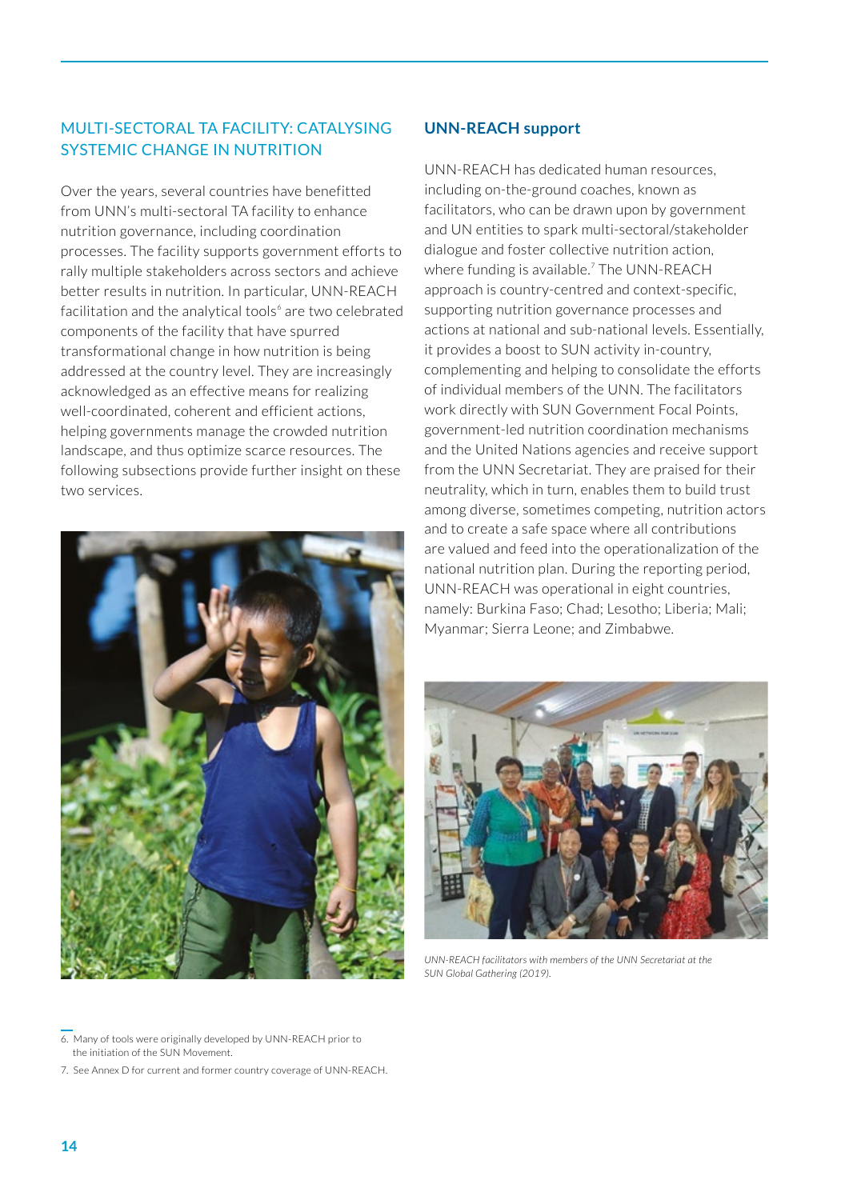## MULTI-SECTORAL TA FACILITY: CATALYSING SYSTEMIC CHANGE IN NUTRITION

Over the years, several countries have benefitted from UNN's multi-sectoral TA facility to enhance nutrition governance, including coordination processes. The facility supports government efforts to rally multiple stakeholders across sectors and achieve better results in nutrition. In particular, UNN-REACH facilitation and the analytical tools[6] are two celebrated components of the facility that have spurred transformational change in how nutrition is being addressed at the country level. They are increasingly acknowledged as an effective means for realizing well-coordinated, coherent and efficient actions, helping governments manage the crowded nutrition landscape, and thus optimize scarce resources. The following subsections provide further insight on these two services.

### UNN-REACH support

UNN-REACH has dedicated human resources, including on-the-ground coaches, known as facilitators, who can be drawn upon by government and UN entities to spark multi-sectoral/stakeholder dialogue and foster collective nutrition action, where funding is available.[7] The UNN-REACH approach is country-centred and context-specific, supporting nutrition governance processes and actions at national and sub-national levels. Essentially, it provides a boost to SUN activity in-country, complementing and helping to consolidate the efforts of individual members of the UNN. The facilitators work directly with SUN Government Focal Points, government-led nutrition coordination mechanisms and the United Nations agencies and receive support from the UNN Secretariat. They are praised for their neutrality, which in turn, enables them to build trust among diverse, sometimes competing, nutrition actors and to create a safe space where all contributions are valued and feed into the operationalization of the national nutrition plan. During the reporting period, UNN-REACH was operational in eight countries, namely: Burkina Faso; Chad; Lesotho; Liberia; Mali; Myanmar; Sierra Leone; and Zimbabwe.

*UNN-REACH facilitators with members of the UNN Secretariat at the SUN Global Gathering (2019).*

---

6. Many of tools were originally developed by UNN-REACH prior to the initiation of the SUN Movement.
7. See Annex D for current and former country coverage of UNN-REACH.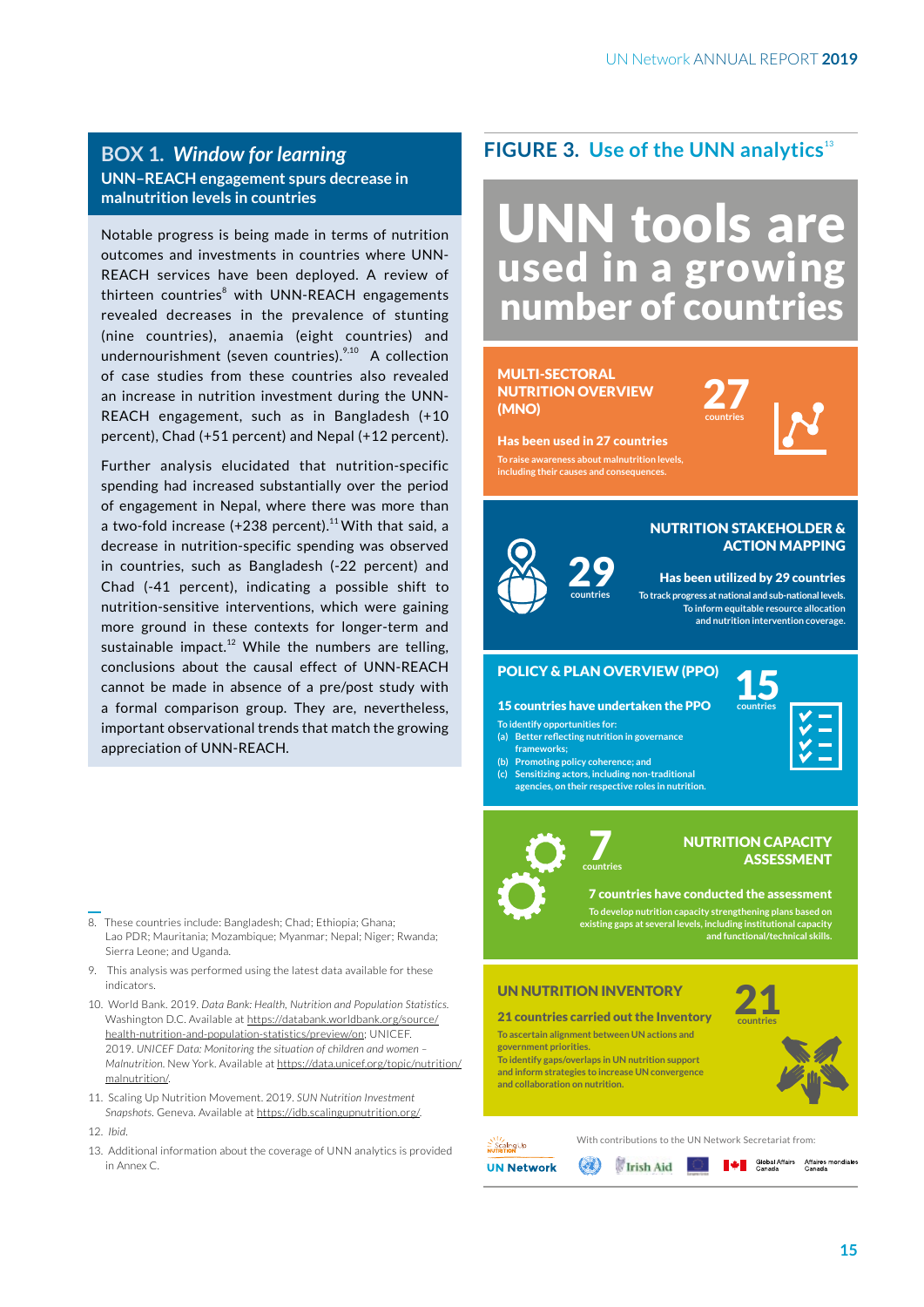## BOX 1. *Window for learning*

**UNN–REACH engagement spurs decrease in malnutrition levels in countries**

Notable progress is being made in terms of nutrition outcomes and investments in countries where UNN-REACH services have been deployed. A review of thirteen countries[8] with UNN-REACH engagements revealed decreases in the prevalence of stunting (nine countries), anaemia (eight countries) and undernourishment (seven countries).[9,10] A collection of case studies from these countries also revealed an increase in nutrition investment during the UNN-REACH engagement, such as in Bangladesh (+10 percent), Chad (+51 percent) and Nepal (+12 percent).

Further analysis elucidated that nutrition-specific spending had increased substantially over the period of engagement in Nepal, where there was more than a two-fold increase (+238 percent).[11] With that said, a decrease in nutrition-specific spending was observed in countries, such as Bangladesh (-22 percent) and Chad (-41 percent), indicating a possible shift to nutrition-sensitive interventions, which were gaining more ground in these contexts for longer-term and sustainable impact.[12] While the numbers are telling, conclusions about the causal effect of UNN-REACH cannot be made in absence of a pre/post study with a formal comparison group. They are, nevertheless, important observational trends that match the growing appreciation of UNN-REACH.

## FIGURE 3. Use of the UNN analytics[13]

# UNN tools are used in a growing number of countries

**MULTI-SECTORAL NUTRITION OVERVIEW (MNO)**

**27** countries

**Has been used in 27 countries**

To raise awareness about malnutrition levels, including their causes and consequences.

**NUTRITION STAKEHOLDER & ACTION MAPPING**

**29** countries

**Has been utilized by 29 countries**

To track progress at national and sub-national levels. To inform equitable resource allocation and nutrition intervention coverage.

**POLICY & PLAN OVERVIEW (PPO)**

**15** countries

**15 countries have undertaken the PPO**

To identify opportunities for:
(a) Better reflecting nutrition in governance frameworks;
(b) Promoting policy coherence; and
(c) Sensitizing actors, including non-traditional agencies, on their respective roles in nutrition.

**NUTRITION CAPACITY ASSESSMENT**

**7** countries

**7 countries have conducted the assessment**

To develop nutrition capacity strengthening plans based on existing gaps at several levels, including institutional capacity and functional/technical skills.

**UN NUTRITION INVENTORY**

**21** countries

**21 countries carried out the Inventory**

To ascertain alignment between UN actions and government priorities.
To identify gaps/overlaps in UN nutrition support and inform strategies to increase UN convergence and collaboration on nutrition.

UN Network — With contributions to the UN Network Secretariat from: Irish Aid; Global Affairs Canada / Affaires mondiales Canada

---

8. These countries include: Bangladesh; Chad; Ethiopia; Ghana; Lao PDR; Mauritania; Mozambique; Myanmar; Nepal; Niger; Rwanda; Sierra Leone; and Uganda.
9. This analysis was performed using the latest data available for these indicators.
10. World Bank. 2019. *Data Bank: Health, Nutrition and Population Statistics.* Washington D.C. Available at https://databank.worldbank.org/source/health-nutrition-and-population-statistics/preview/on; UNICEF. 2019. *UNICEF Data: Monitoring the situation of children and women – Malnutrition.* New York. Available at https://data.unicef.org/topic/nutrition/malnutrition/.
11. Scaling Up Nutrition Movement. 2019. *SUN Nutrition Investment Snapshots.* Geneva. Available at https://idb.scalingupnutrition.org/.
12. *Ibid.*
13. Additional information about the coverage of UNN analytics is provided in Annex C.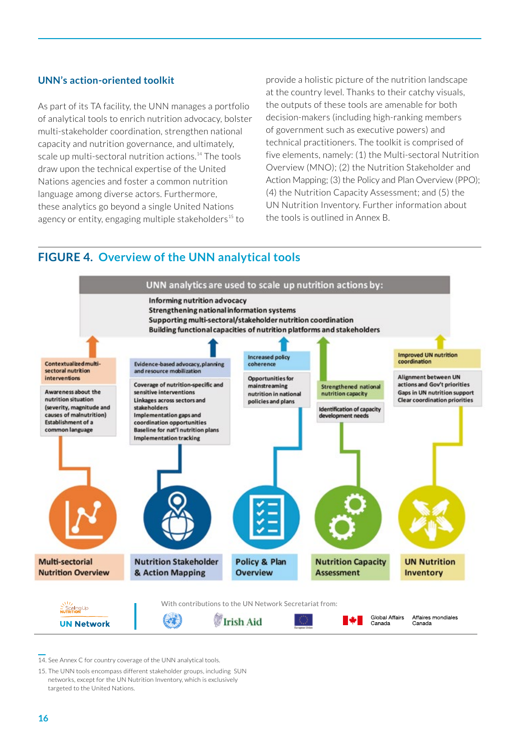## UNN's action-oriented toolkit

As part of its TA facility, the UNN manages a portfolio of analytical tools to enrich nutrition advocacy, bolster multi-stakeholder coordination, strengthen national capacity and nutrition governance, and ultimately, scale up multi-sectoral nutrition actions.[14] The tools draw upon the technical expertise of the United Nations agencies and foster a common nutrition language among diverse actors. Furthermore, these analytics go beyond a single United Nations agency or entity, engaging multiple stakeholders[15] to provide a holistic picture of the nutrition landscape at the country level. Thanks to their catchy visuals, the outputs of these tools are amenable for both decision-makers (including high-ranking members of government such as executive powers) and technical practitioners. The toolkit is comprised of five elements, namely: (1) the Multi-sectoral Nutrition Overview (MNO); (2) the Nutrition Stakeholder and Action Mapping; (3) the Policy and Plan Overview (PPO); (4) the Nutrition Capacity Assessment; and (5) the UN Nutrition Inventory. Further information about the tools is outlined in Annex B.

## FIGURE 4. Overview of the UNN analytical tools

**UNN analytics are used to scale up nutrition actions by:**

- Informing nutrition advocacy
- Strengthening national information systems
- Supporting multi-sectoral/stakeholder nutrition coordination
- Building functional capacities of nutrition platforms and stakeholders

**Multi-sectoral Nutrition Overview**
- Contextualized multi-sectoral nutrition interventions
- Awareness about the nutrition situation (severity, magnitude and causes of malnutrition)
- Establishment of a common language

**Nutrition Stakeholder & Action Mapping**
- Evidence-based advocacy, planning and resource mobilization
- Coverage of nutrition-specific and sensitive interventions
- Linkages across sectors and stakeholders
- Implementation gaps and coordination opportunities
- Baseline for nat'l nutrition plans
- Implementation tracking

**Policy & Plan Overview**
- Increased policy coherence
- Opportunities for mainstreaming nutrition in national policies and plans

**Nutrition Capacity Assessment**
- Strengthened national nutrition capacity
- Identification of capacity development needs

**UN Nutrition Inventory**
- Improved UN nutrition coordination
- Alignment between UN actions and Gov't priorities
- Gaps in UN nutrition support
- Clear coordination priorities

Scaling Up Nutrition UN Network

With contributions to the UN Network Secretariat from: Irish Aid, European Union, Global Affairs Canada / Affaires mondiales Canada

14. See Annex C for country coverage of the UNN analytical tools.

15. The UNN tools encompass different stakeholder groups, including SUN networks, except for the UN Nutrition Inventory, which is exclusively targeted to the United Nations.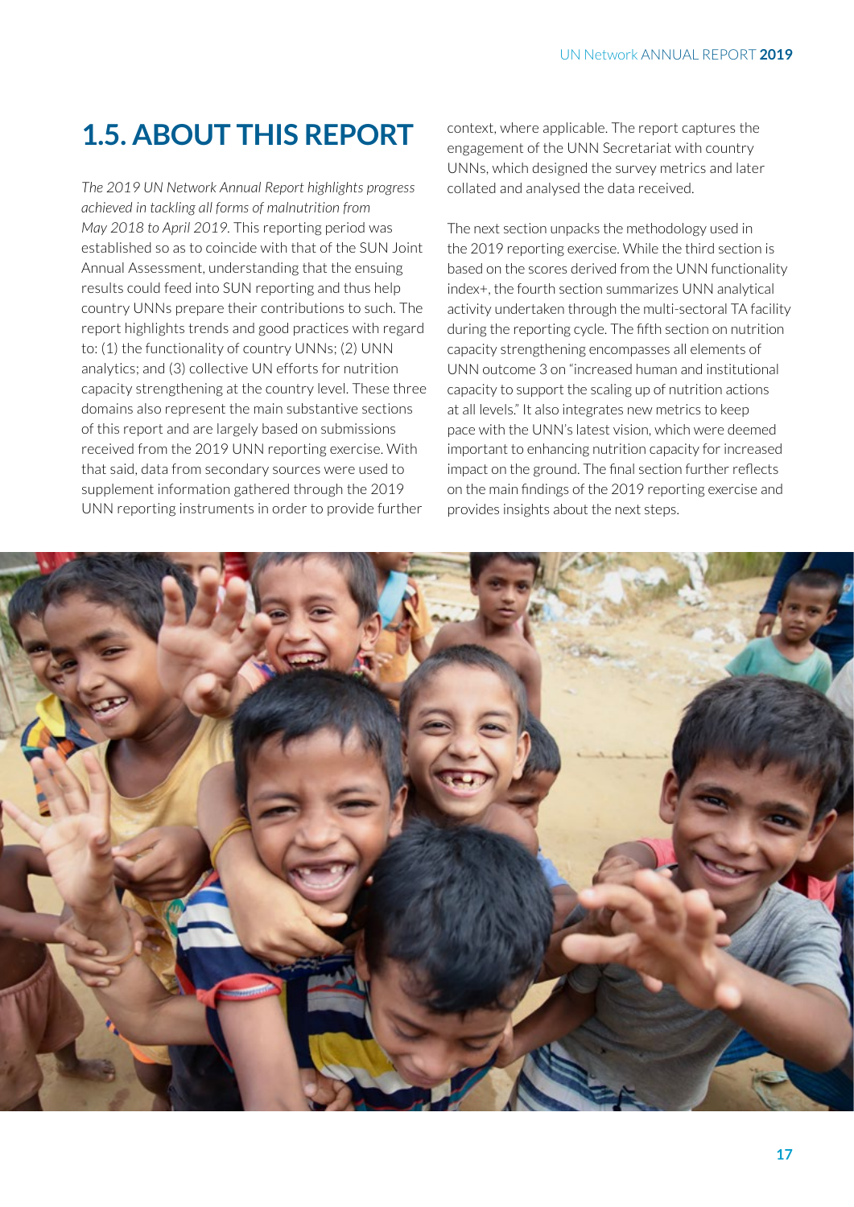# 1.5. ABOUT THIS REPORT

*The 2019 UN Network Annual Report highlights progress achieved in tackling all forms of malnutrition from May 2018 to April 2019.* This reporting period was established so as to coincide with that of the SUN Joint Annual Assessment, understanding that the ensuing results could feed into SUN reporting and thus help country UNNs prepare their contributions to such. The report highlights trends and good practices with regard to: (1) the functionality of country UNNs; (2) UNN analytics; and (3) collective UN efforts for nutrition capacity strengthening at the country level. These three domains also represent the main substantive sections of this report and are largely based on submissions received from the 2019 UNN reporting exercise. With that said, data from secondary sources were used to supplement information gathered through the 2019 UNN reporting instruments in order to provide further context, where applicable. The report captures the engagement of the UNN Secretariat with country UNNs, which designed the survey metrics and later collated and analysed the data received.

The next section unpacks the methodology used in the 2019 reporting exercise. While the third section is based on the scores derived from the UNN functionality index+, the fourth section summarizes UNN analytical activity undertaken through the multi-sectoral TA facility during the reporting cycle. The fifth section on nutrition capacity strengthening encompasses all elements of UNN outcome 3 on "increased human and institutional capacity to support the scaling up of nutrition actions at all levels." It also integrates new metrics to keep pace with the UNN's latest vision, which were deemed important to enhancing nutrition capacity for increased impact on the ground. The final section further reflects on the main findings of the 2019 reporting exercise and provides insights about the next steps.